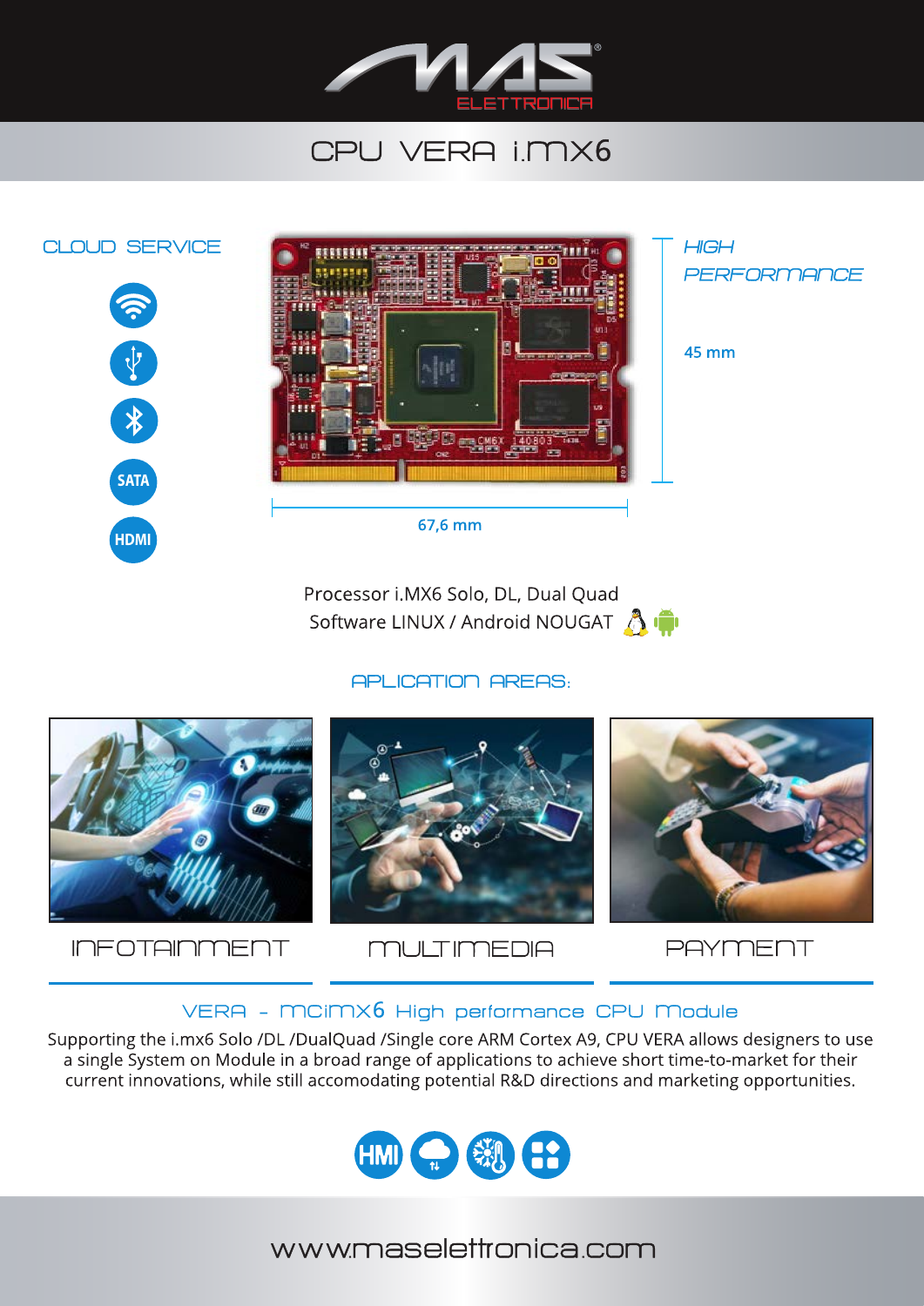# CPU VERA i.MX6

## CLOUD SERVICE

SATA

HDMI

*HIGH PERFORMANCE*

45 mm

67,6 mm

Processor i.MX6 Solo, DL, Dual Quad

Software LINUX / Android NOUGAT

## APLICATION AREAS:

INFOTAINMENT

MULTIMEDIA

PAYMENT

## VERA - MCiMX6 High performance CPU Module

Supporting the i.mx6 Solo /DL /DualQuad /Single core ARM Cortex A9, CPU VERA allows designers to use a single System on Module in a broad range of applications to achieve short time-to-market for their current innovations, while still accomodating potential R&D directions and marketing opportunities.

HMI

www.maselettronica.com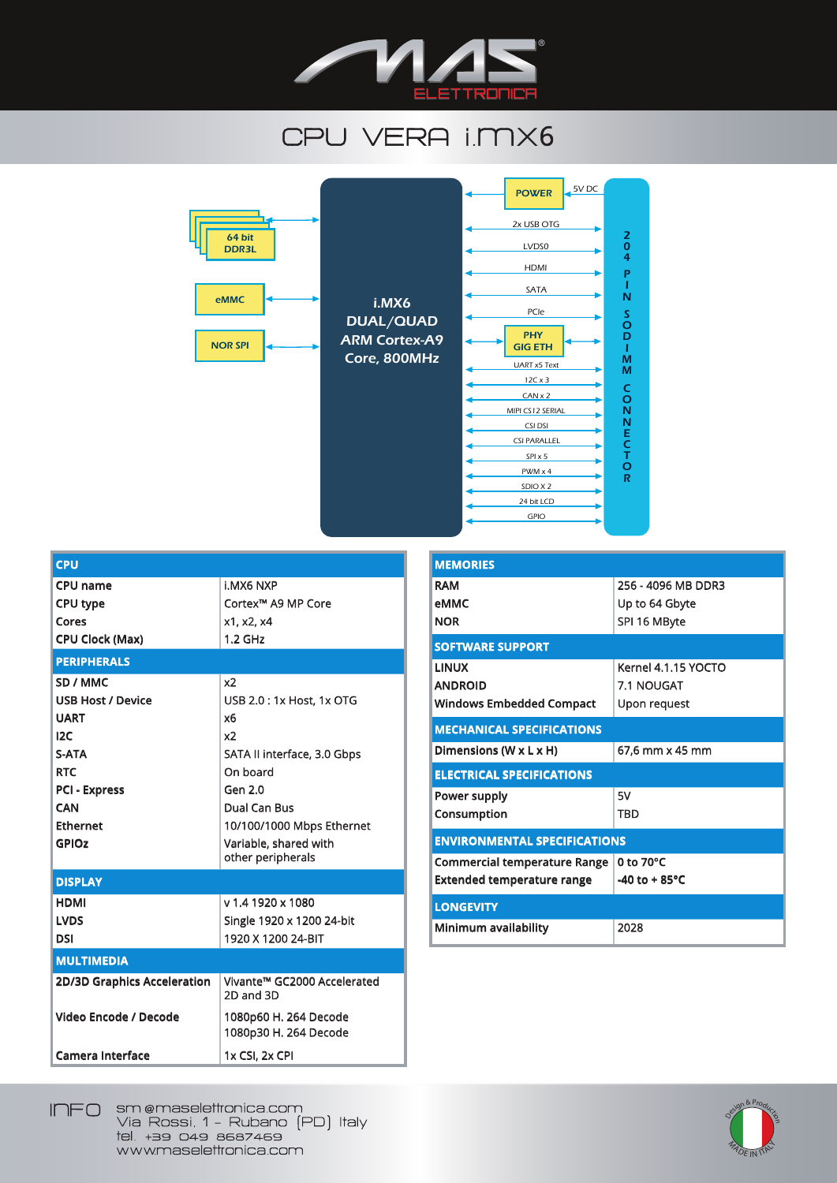# CPU VERA i.MX6

64 bit DDR3L

eMMC

NOR SPI

i.MX6
DUAL/QUAD
ARM Cortex-A9
Core, 800MHz

POWER

5V DC

2x USB OTG

LVDS0

HDMI

SATA

PCIe

PHY GIG ETH

UART x5 Text

I2C x 3

CAN x 2

MIPI CS12 SERIAL

CSI DSI

CSI PARALLEL

SPI x 5

PWM x 4

SDIO X 2

24 bit LCD

GPIO

204 PIN SODIMM CONNECTOR

| | |
|---|---|
| **CPU** | |
| CPU name | i.MX6 NXP |
| CPU type | Cortex™ A9 MP Core |
| Cores | x1, x2, x4 |
| CPU Clock (Max) | 1.2 GHz |
| **PERIPHERALS** | |
| SD / MMC | x2 |
| USB Host / Device | USB 2.0 : 1x Host, 1x OTG |
| UART | x6 |
| I2C | x2 |
| S-ATA | SATA II interface, 3.0 Gbps |
| RTC | On board |
| PCI - Express | Gen 2.0 |
| CAN | Dual Can Bus |
| Ethernet | 10/100/1000 Mbps Ethernet |
| GPIOz | Variable, shared with other peripherals |
| **DISPLAY** | |
| HDMI | v 1.4 1920 x 1080 |
| LVDS | Single 1920 x 1200 24-bit |
| DSI | 1920 X 1200 24-BIT |
| **MULTIMEDIA** | |
| 2D/3D Graphics Acceleration | Vivante™ GC2000 Accelerated 2D and 3D |
| Video Encode / Decode | 1080p60 H. 264 Decode<br>1080p30 H. 264 Decode |
| Camera Interface | 1x CSI, 2x CPI |

| | |
|---|---|
| **MEMORIES** | |
| RAM | 256 - 4096 MB DDR3 |
| eMMC | Up to 64 Gbyte |
| NOR | SPI 16 MByte |
| **SOFTWARE SUPPORT** | |
| LINUX | Kernel 4.1.15 YOCTO |
| ANDROID | 7.1 NOUGAT |
| Windows Embedded Compact | Upon request |
| **MECHANICAL SPECIFICATIONS** | |
| Dimensions (W x L x H) | 67,6 mm x 45 mm |
| **ELECTRICAL SPECIFICATIONS** | |
| Power supply | 5V |
| Consumption | TBD |
| **ENVIRONMENTAL SPECIFICATIONS** | |
| Commercial temperature Range | 0 to 70°C |
| Extended temperature range | -40 to + 85°C |
| **LONGEVITY** | |
| Minimum availability | 2028 |

INFO

sm@maselettronica.com
Via Rossi, 1 - Rubano (PD) Italy
tel. +39 049 8687469
www.maselettronica.com

Design & Production MADE IN ITALY